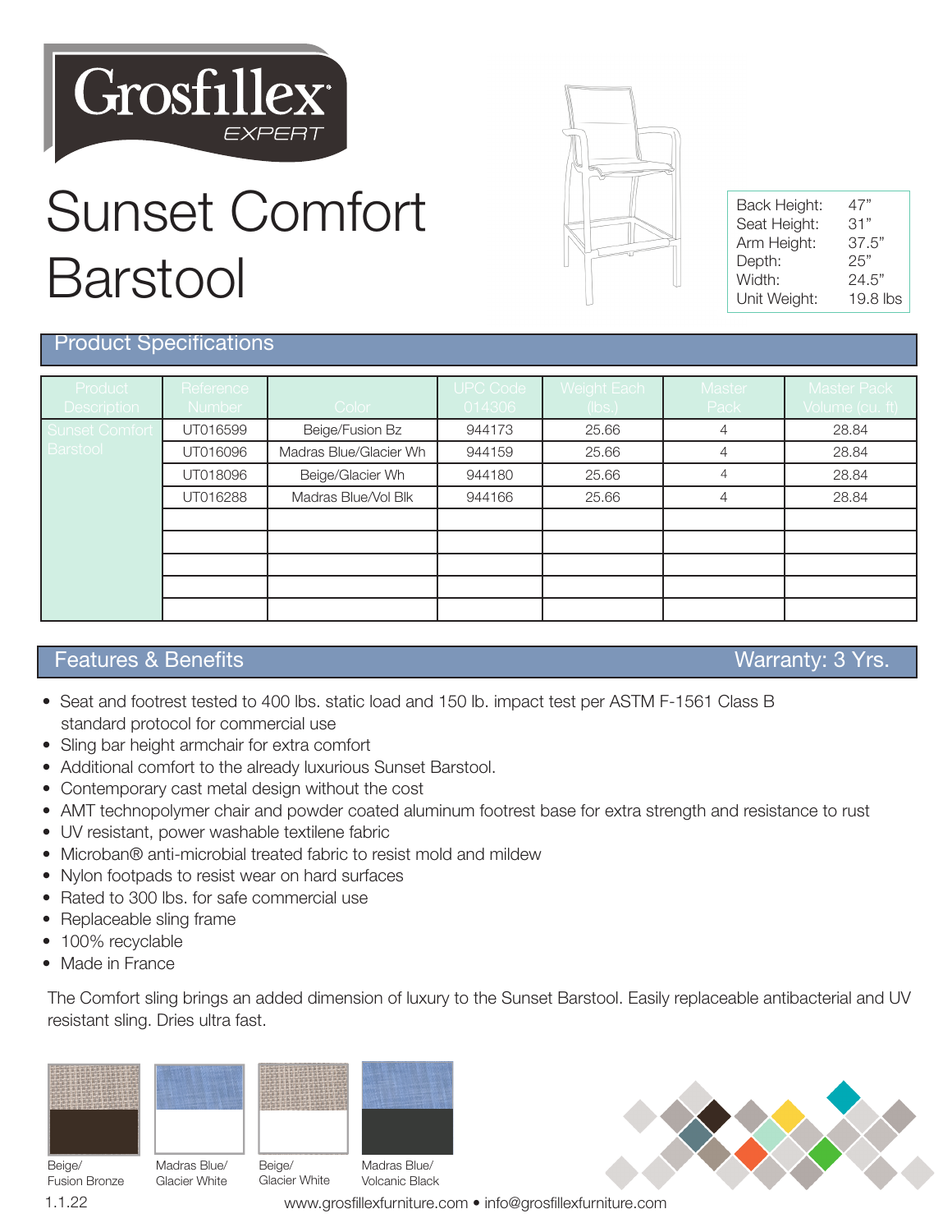Grosfillex EXPERT

# Sunset Comfort Barstool

| | |
|---|---|
| Back Height: | 47" |
| Seat Height: | 31" |
| Arm Height: | 37.5" |
| Depth: | 25" |
| Width: | 24.5" |
| Unit Weight: | 19.8 lbs |

## Product Specifications

| Product Description | Reference Number | Color | UPC Code 014306 | Weight Each (lbs.) | Master Pack | Master Pack Volume (cu. ft) |
|---|---|---|---|---|---|---|
| Sunset Comfort Barstool | UT016599 | Beige/Fusion Bz | 944173 | 25.66 | 4 | 28.84 |
| | UT016096 | Madras Blue/Glacier Wh | 944159 | 25.66 | 4 | 28.84 |
| | UT018096 | Beige/Glacier Wh | 944180 | 25.66 | 4 | 28.84 |
| | UT016288 | Madras Blue/Vol Blk | 944166 | 25.66 | 4 | 28.84 |

## Features & Benefits

Warranty: 3 Yrs.

- Seat and footrest tested to 400 lbs. static load and 150 lb. impact test per ASTM F-1561 Class B standard protocol for commercial use
- Sling bar height armchair for extra comfort
- Additional comfort to the already luxurious Sunset Barstool.
- Contemporary cast metal design without the cost
- AMT technopolymer chair and powder coated aluminum footrest base for extra strength and resistance to rust
- UV resistant, power washable textilene fabric
- Microban® anti-microbial treated fabric to resist mold and mildew
- Nylon footpads to resist wear on hard surfaces
- Rated to 300 lbs. for safe commercial use
- Replaceable sling frame
- 100% recyclable
- Made in France

The Comfort sling brings an added dimension of luxury to the Sunset Barstool. Easily replaceable antibacterial and UV resistant sling. Dries ultra fast.

Beige/ Fusion Bronze

Madras Blue/ Glacier White

Beige/ Glacier White

Madras Blue/ Volcanic Black

1.1.22

www.grosfillexfurniture.com • info@grosfillexfurniture.com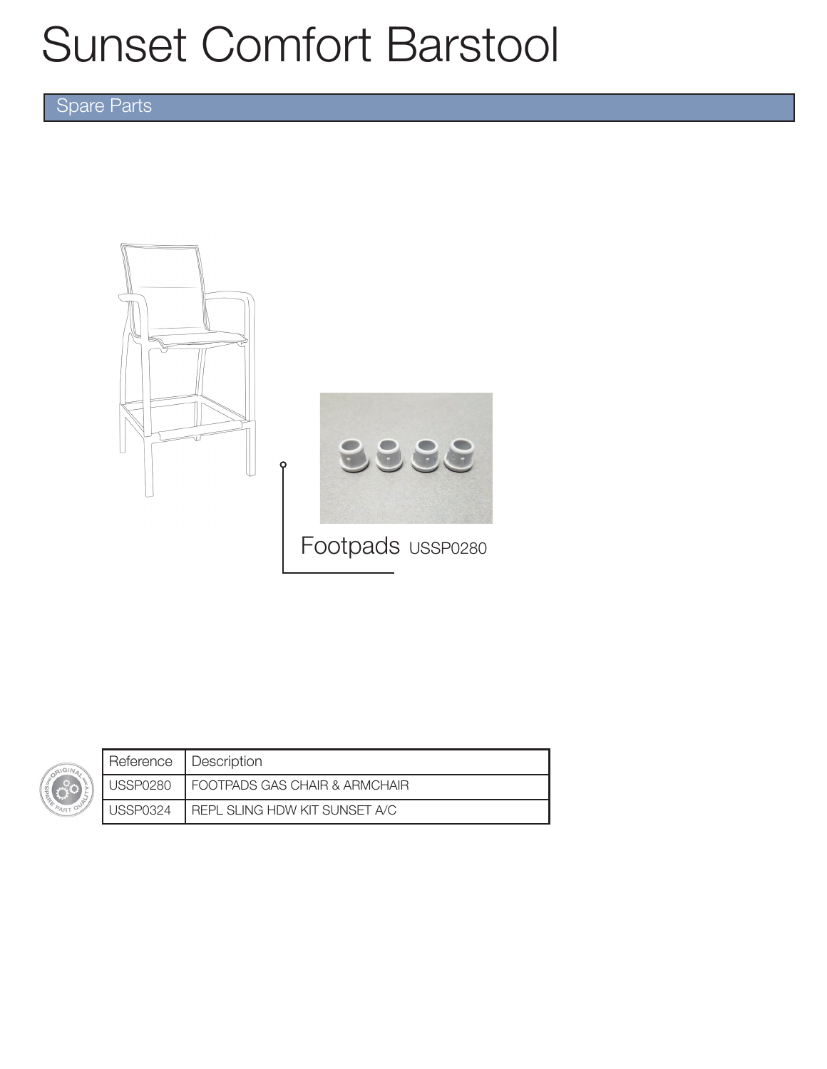# Sunset Comfort Barstool

## Spare Parts

Footpads USSP0280

| Reference | Description |
|---|---|
| USSP0280 | FOOTPADS GAS CHAIR & ARMCHAIR |
| USSP0324 | REPL SLING HDW KIT SUNSET A/C |